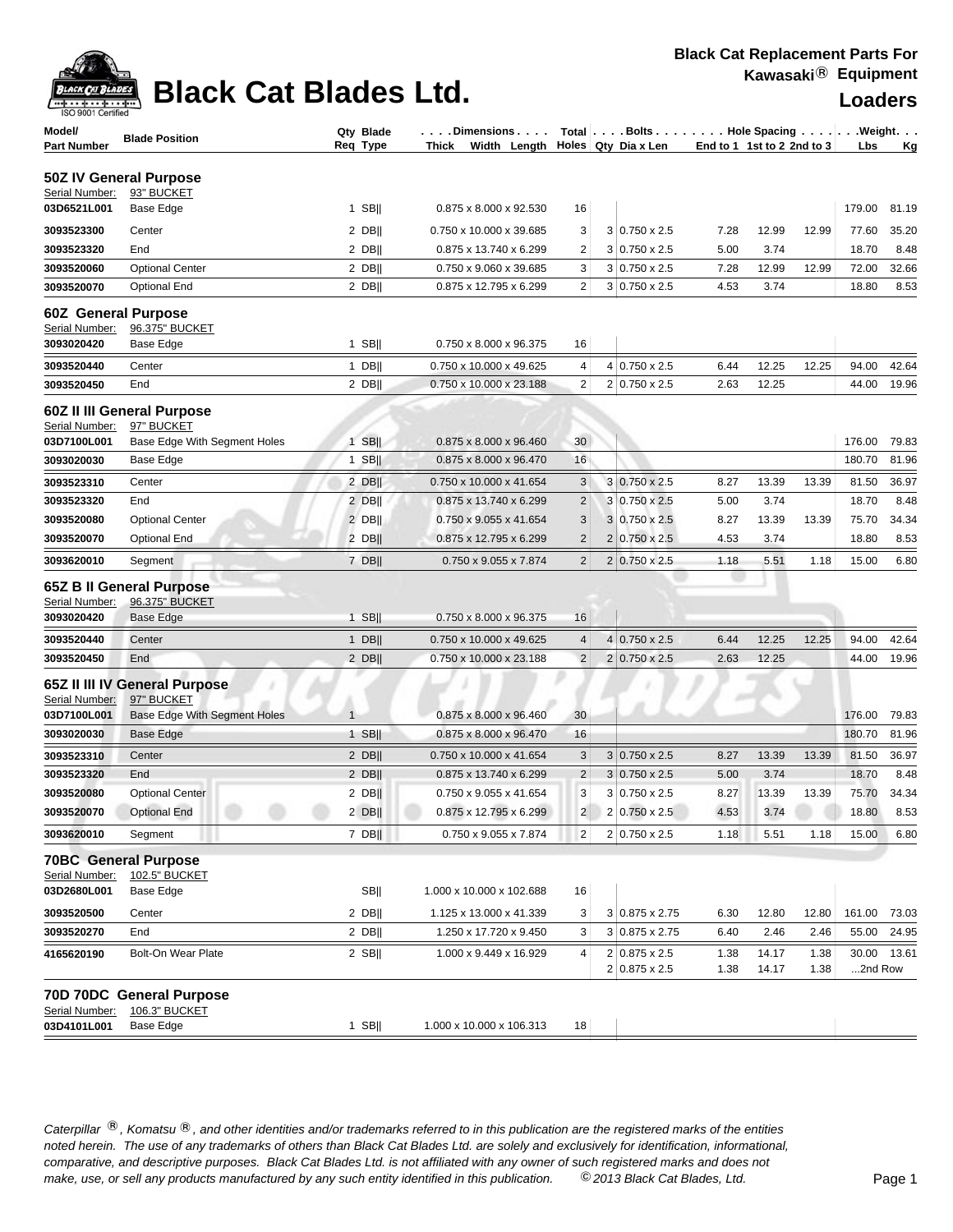# Black Cat Blades Ltd.

**Black Cat Replacement Parts For Kawasaki® Equipment**

**Loaders**

| Model/ Part Number | Blade Position | Qty Req | Blade Type | Dimensions Thick x Width x Length | Total Holes | Bolts Qty | Bolts Dia x Len | Hole Spacing End to 1 | Hole Spacing 1st to 2 | Hole Spacing 2nd to 3 | Weight Lbs | Weight Kg |
|---|---|---|---|---|---|---|---|---|---|---|---|---|
| **50Z IV General Purpose** | | | | | | | | | | | | |
| Serial Number: | 93" BUCKET | | | | | | | | | | | |
| 03D6521L001 | Base Edge | 1 | SB\|\| | 0.875 x 8.000 x 92.530 | 16 | | | | | | 179.00 | 81.19 |
| 3093523300 | Center | 2 | DB\|\| | 0.750 x 10.000 x 39.685 | 3 | 3 | 0.750 x 2.5 | 7.28 | 12.99 | 12.99 | 77.60 | 35.20 |
| 3093523320 | End | 2 | DB\|\| | 0.875 x 13.740 x 6.299 | 2 | 3 | 0.750 x 2.5 | 5.00 | 3.74 | | 18.70 | 8.48 |
| 3093520060 | Optional Center | 2 | DB\|\| | 0.750 x 9.060 x 39.685 | 3 | 3 | 0.750 x 2.5 | 7.28 | 12.99 | 12.99 | 72.00 | 32.66 |
| 3093520070 | Optional End | 2 | DB\|\| | 0.875 x 12.795 x 6.299 | 2 | 3 | 0.750 x 2.5 | 4.53 | 3.74 | | 18.80 | 8.53 |
| **60Z General Purpose** | | | | | | | | | | | | |
| Serial Number: | 96.375" BUCKET | | | | | | | | | | | |
| 3093020420 | Base Edge | 1 | SB\|\| | 0.750 x 8.000 x 96.375 | 16 | | | | | | | |
| 3093520440 | Center | 1 | DB\|\| | 0.750 x 10.000 x 49.625 | 4 | 4 | 0.750 x 2.5 | 6.44 | 12.25 | 12.25 | 94.00 | 42.64 |
| 3093520450 | End | 2 | DB\|\| | 0.750 x 10.000 x 23.188 | 2 | 2 | 0.750 x 2.5 | 2.63 | 12.25 | | 44.00 | 19.96 |
| **60Z II III General Purpose** | | | | | | | | | | | | |
| Serial Number: | 97" BUCKET | | | | | | | | | | | |
| 03D7100L001 | Base Edge With Segment Holes | 1 | SB\|\| | 0.875 x 8.000 x 96.460 | 30 | | | | | | 176.00 | 79.83 |
| 3093020030 | Base Edge | 1 | SB\|\| | 0.875 x 8.000 x 96.470 | 16 | | | | | | 180.70 | 81.96 |
| 3093523310 | Center | 2 | DB\|\| | 0.750 x 10.000 x 41.654 | 3 | 3 | 0.750 x 2.5 | 8.27 | 13.39 | 13.39 | 81.50 | 36.97 |
| 3093523320 | End | 2 | DB\|\| | 0.875 x 13.740 x 6.299 | 2 | 3 | 0.750 x 2.5 | 5.00 | 3.74 | | 18.70 | 8.48 |
| 3093520080 | Optional Center | 2 | DB\|\| | 0.750 x 9.055 x 41.654 | 3 | 3 | 0.750 x 2.5 | 8.27 | 13.39 | 13.39 | 75.70 | 34.34 |
| 3093520070 | Optional End | 2 | DB\|\| | 0.875 x 12.795 x 6.299 | 2 | 2 | 0.750 x 2.5 | 4.53 | 3.74 | | 18.80 | 8.53 |
| 3093620010 | Segment | 7 | DB\|\| | 0.750 x 9.055 x 7.874 | 2 | 2 | 0.750 x 2.5 | 1.18 | 5.51 | 1.18 | 15.00 | 6.80 |
| **65Z B II General Purpose** | | | | | | | | | | | | |
| Serial Number: | 96.375" BUCKET | | | | | | | | | | | |
| 3093020420 | Base Edge | 1 | SB\|\| | 0.750 x 8.000 x 96.375 | 16 | | | | | | | |
| 3093520440 | Center | 1 | DB\|\| | 0.750 x 10.000 x 49.625 | 4 | 4 | 0.750 x 2.5 | 6.44 | 12.25 | 12.25 | 94.00 | 42.64 |
| 3093520450 | End | 2 | DB\|\| | 0.750 x 10.000 x 23.188 | 2 | 2 | 0.750 x 2.5 | 2.63 | 12.25 | | 44.00 | 19.96 |
| **65Z II III IV General Purpose** | | | | | | | | | | | | |
| Serial Number: | 97" BUCKET | | | | | | | | | | | |
| 03D7100L001 | Base Edge With Segment Holes | 1 | | 0.875 x 8.000 x 96.460 | 30 | | | | | | 176.00 | 79.83 |
| 3093020030 | Base Edge | 1 | SB\|\| | 0.875 x 8.000 x 96.470 | 16 | | | | | | 180.70 | 81.96 |
| 3093523310 | Center | 2 | DB\|\| | 0.750 x 10.000 x 41.654 | 3 | 3 | 0.750 x 2.5 | 8.27 | 13.39 | 13.39 | 81.50 | 36.97 |
| 3093523320 | End | 2 | DB\|\| | 0.875 x 13.740 x 6.299 | 2 | 3 | 0.750 x 2.5 | 5.00 | 3.74 | | 18.70 | 8.48 |
| 3093520080 | Optional Center | 2 | DB\|\| | 0.750 x 9.055 x 41.654 | 3 | 3 | 0.750 x 2.5 | 8.27 | 13.39 | 13.39 | 75.70 | 34.34 |
| 3093520070 | Optional End | 2 | DB\|\| | 0.875 x 12.795 x 6.299 | 2 | 2 | 0.750 x 2.5 | 4.53 | 3.74 | | 18.80 | 8.53 |
| 3093620010 | Segment | 7 | DB\|\| | 0.750 x 9.055 x 7.874 | 2 | 2 | 0.750 x 2.5 | 1.18 | 5.51 | 1.18 | 15.00 | 6.80 |
| **70BC General Purpose** | | | | | | | | | | | | |
| Serial Number: | 102.5" BUCKET | | | | | | | | | | | |
| 03D2680L001 | Base Edge | | SB\|\| | 1.000 x 10.000 x 102.688 | 16 | | | | | | | |
| 3093520500 | Center | 2 | DB\|\| | 1.125 x 13.000 x 41.339 | 3 | 3 | 0.875 x 2.75 | 6.30 | 12.80 | 12.80 | 161.00 | 73.03 |
| 3093520270 | End | 2 | DB\|\| | 1.250 x 17.720 x 9.450 | 3 | 3 | 0.875 x 2.75 | 6.40 | 2.46 | 2.46 | 55.00 | 24.95 |
| 4165620190 | Bolt-On Wear Plate | 2 | SB\|\| | 1.000 x 9.449 x 16.929 | 4 | 2 | 0.875 x 2.5 | 1.38 | 14.17 | 1.38 | 30.00 | 13.61 |
| | | | | | | 2 | 0.875 x 2.5 | 1.38 | 14.17 | 1.38 | ...2nd Row | |
| **70D 70DC General Purpose** | | | | | | | | | | | | |
| Serial Number: | 106.3" BUCKET | | | | | | | | | | | |
| 03D4101L001 | Base Edge | 1 | SB\|\| | 1.000 x 10.000 x 106.313 | 18 | | | | | | | |

*Caterpillar ®, Komatsu ®, and other identities and/or trademarks referred to in this publication are the registered marks of the entities noted herein. The use of any trademarks of others than Black Cat Blades Ltd. are solely and exclusively for identification, informational, comparative, and descriptive purposes. Black Cat Blades Ltd. is not affiliated with any owner of such registered marks and does not make, use, or sell any products manufactured by any such entity identified in this publication. © 2013 Black Cat Blades, Ltd.*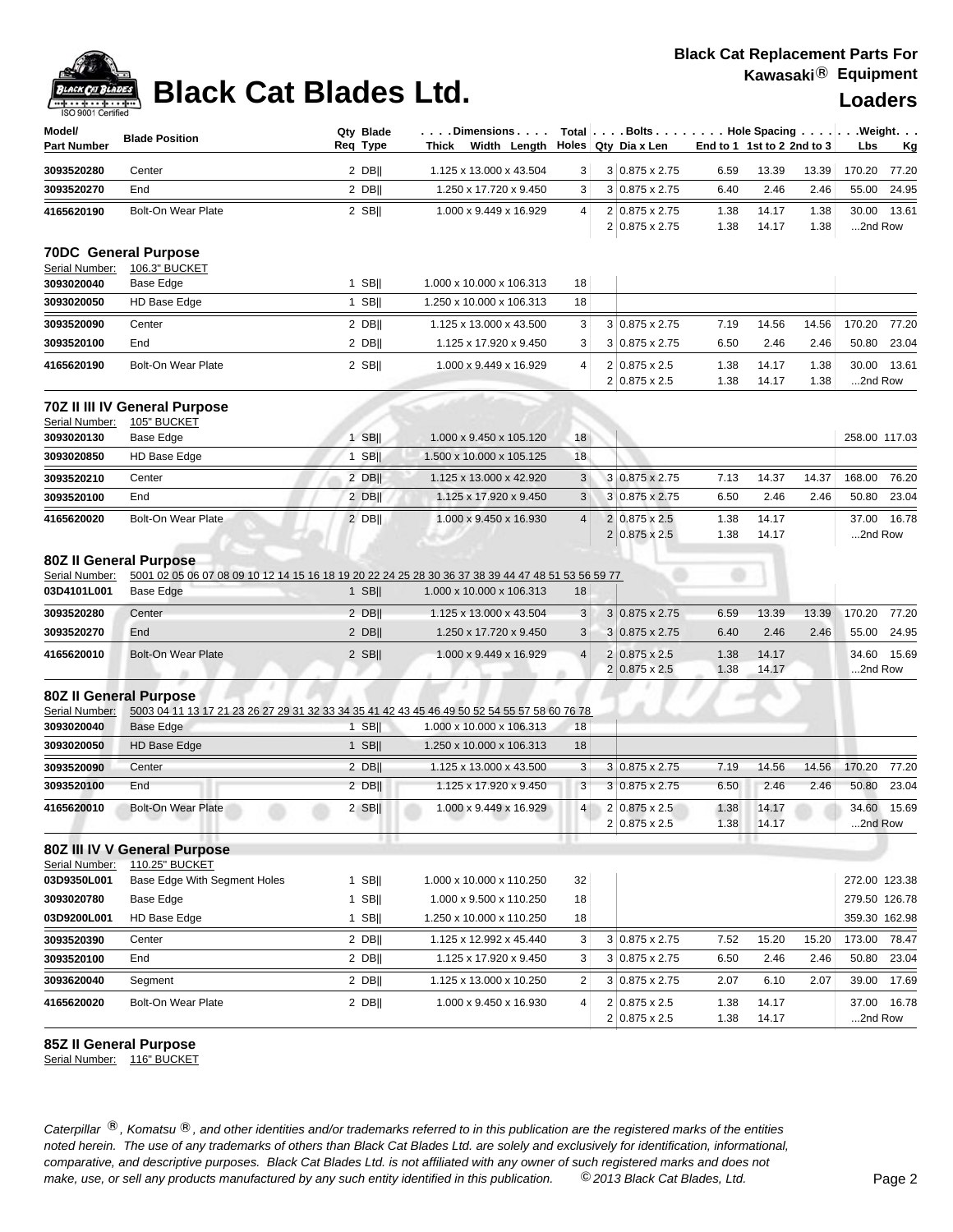# Black Cat Blades Ltd.

**Black Cat Replacement Parts For Kawasaki® Equipment**

**Loaders**

| Model/ Part Number | Blade Position | Qty Req | Blade Type | Thick x Width x Length | Total Holes | Bolts Qty | Dia x Len | End to 1 | 1st to 2 | 2nd to 3 | Lbs | Kg |
|---|---|---|---|---|---|---|---|---|---|---|---|---|
| 3093520280 | Center | 2 | DB\|\| | 1.125 x 13.000 x 43.504 | 3 | 3 | 0.875 x 2.75 | 6.59 | 13.39 | 13.39 | 170.20 | 77.20 |
| 3093520270 | End | 2 | DB\|\| | 1.250 x 17.720 x 9.450 | 3 | 3 | 0.875 x 2.75 | 6.40 | 2.46 | 2.46 | 55.00 | 24.95 |
| 4165620190 | Bolt-On Wear Plate | 2 | SB\|\| | 1.000 x 9.449 x 16.929 | 4 | 2 | 0.875 x 2.75 | 1.38 | 14.17 | 1.38 | 30.00 | 13.61 |
| | | | | | | 2 | 0.875 x 2.75 | 1.38 | 14.17 | 1.38 | ...2nd Row | |

## 70DC General Purpose

Serial Number: 106.3" BUCKET

| Model/ Part Number | Blade Position | Qty Req | Blade Type | Thick x Width x Length | Total Holes | Bolts Qty | Dia x Len | End to 1 | 1st to 2 | 2nd to 3 | Lbs | Kg |
|---|---|---|---|---|---|---|---|---|---|---|---|---|
| 3093020040 | Base Edge | 1 | SB\|\| | 1.000 x 10.000 x 106.313 | 18 | | | | | | | |
| 3093020050 | HD Base Edge | 1 | SB\|\| | 1.250 x 10.000 x 106.313 | 18 | | | | | | | |
| 3093520090 | Center | 2 | DB\|\| | 1.125 x 13.000 x 43.500 | 3 | 3 | 0.875 x 2.75 | 7.19 | 14.56 | 14.56 | 170.20 | 77.20 |
| 3093520100 | End | 2 | DB\|\| | 1.125 x 17.920 x 9.450 | 3 | 3 | 0.875 x 2.75 | 6.50 | 2.46 | 2.46 | 50.80 | 23.04 |
| 4165620190 | Bolt-On Wear Plate | 2 | SB\|\| | 1.000 x 9.449 x 16.929 | 4 | 2 | 0.875 x 2.5 | 1.38 | 14.17 | 1.38 | 30.00 | 13.61 |
| | | | | | | 2 | 0.875 x 2.5 | 1.38 | 14.17 | 1.38 | ...2nd Row | |

## 70Z II III IV General Purpose

Serial Number: 105" BUCKET

| Model/ Part Number | Blade Position | Qty Req | Blade Type | Thick x Width x Length | Total Holes | Bolts Qty | Dia x Len | End to 1 | 1st to 2 | 2nd to 3 | Lbs | Kg |
|---|---|---|---|---|---|---|---|---|---|---|---|---|
| 3093020130 | Base Edge | 1 | SB\|\| | 1.000 x 9.450 x 105.120 | 18 | | | | | | 258.00 | 117.03 |
| 3093020850 | HD Base Edge | 1 | SB\|\| | 1.500 x 10.000 x 105.125 | 18 | | | | | | | |
| 3093520210 | Center | 2 | DB\|\| | 1.125 x 13.000 x 42.920 | 3 | 3 | 0.875 x 2.75 | 7.13 | 14.37 | 14.37 | 168.00 | 76.20 |
| 3093520100 | End | 2 | DB\|\| | 1.125 x 17.920 x 9.450 | 3 | 3 | 0.875 x 2.75 | 6.50 | 2.46 | 2.46 | 50.80 | 23.04 |
| 4165620020 | Bolt-On Wear Plate | 2 | DB\|\| | 1.000 x 9.450 x 16.930 | 4 | 2 | 0.875 x 2.5 | 1.38 | 14.17 | | 37.00 | 16.78 |
| | | | | | | 2 | 0.875 x 2.5 | 1.38 | 14.17 | | ...2nd Row | |

## 80Z II General Purpose

Serial Number: 5001 02 05 06 07 08 09 10 12 14 15 16 18 19 20 22 24 25 28 30 36 37 38 39 44 47 48 51 53 56 59 77

| Model/ Part Number | Blade Position | Qty Req | Blade Type | Thick x Width x Length | Total Holes | Bolts Qty | Dia x Len | End to 1 | 1st to 2 | 2nd to 3 | Lbs | Kg |
|---|---|---|---|---|---|---|---|---|---|---|---|---|
| 03D4101L001 | Base Edge | 1 | SB\|\| | 1.000 x 10.000 x 106.313 | 18 | | | | | | | |
| 3093520280 | Center | 2 | DB\|\| | 1.125 x 13.000 x 43.504 | 3 | 3 | 0.875 x 2.75 | 6.59 | 13.39 | 13.39 | 170.20 | 77.20 |
| 3093520270 | End | 2 | DB\|\| | 1.250 x 17.720 x 9.450 | 3 | 3 | 0.875 x 2.75 | 6.40 | 2.46 | 2.46 | 55.00 | 24.95 |
| 4165620010 | Bolt-On Wear Plate | 2 | SB\|\| | 1.000 x 9.449 x 16.929 | 4 | 2 | 0.875 x 2.5 | 1.38 | 14.17 | | 34.60 | 15.69 |
| | | | | | | 2 | 0.875 x 2.5 | 1.38 | 14.17 | | ...2nd Row | |

## 80Z II General Purpose

Serial Number: 5003 04 11 13 17 21 23 26 27 29 31 32 33 34 35 41 42 43 45 46 49 50 52 54 55 57 58 60 76 78

| Model/ Part Number | Blade Position | Qty Req | Blade Type | Thick x Width x Length | Total Holes | Bolts Qty | Dia x Len | End to 1 | 1st to 2 | 2nd to 3 | Lbs | Kg |
|---|---|---|---|---|---|---|---|---|---|---|---|---|
| 3093020040 | Base Edge | 1 | SB\|\| | 1.000 x 10.000 x 106.313 | 18 | | | | | | | |
| 3093020050 | HD Base Edge | 1 | SB\|\| | 1.250 x 10.000 x 106.313 | 18 | | | | | | | |
| 3093520090 | Center | 2 | DB\|\| | 1.125 x 13.000 x 43.500 | 3 | 3 | 0.875 x 2.75 | 7.19 | 14.56 | 14.56 | 170.20 | 77.20 |
| 3093520100 | End | 2 | DB\|\| | 1.125 x 17.920 x 9.450 | 3 | 3 | 0.875 x 2.75 | 6.50 | 2.46 | 2.46 | 50.80 | 23.04 |
| 4165620010 | Bolt-On Wear Plate | 2 | SB\|\| | 1.000 x 9.449 x 16.929 | 4 | 2 | 0.875 x 2.5 | 1.38 | 14.17 | | 34.60 | 15.69 |
| | | | | | | 2 | 0.875 x 2.5 | 1.38 | 14.17 | | ...2nd Row | |

## 80Z III IV V General Purpose

Serial Number: 110.25" BUCKET

| Model/ Part Number | Blade Position | Qty Req | Blade Type | Thick x Width x Length | Total Holes | Bolts Qty | Dia x Len | End to 1 | 1st to 2 | 2nd to 3 | Lbs | Kg |
|---|---|---|---|---|---|---|---|---|---|---|---|---|
| 03D9350L001 | Base Edge With Segment Holes | 1 | SB\|\| | 1.000 x 10.000 x 110.250 | 32 | | | | | | 272.00 | 123.38 |
| 3093020780 | Base Edge | 1 | SB\|\| | 1.000 x 9.500 x 110.250 | 18 | | | | | | 279.50 | 126.78 |
| 03D9200L001 | HD Base Edge | 1 | SB\|\| | 1.250 x 10.000 x 110.250 | 18 | | | | | | 359.30 | 162.98 |
| 3093520390 | Center | 2 | DB\|\| | 1.125 x 12.992 x 45.440 | 3 | 3 | 0.875 x 2.75 | 7.52 | 15.20 | 15.20 | 173.00 | 78.47 |
| 3093520100 | End | 2 | DB\|\| | 1.125 x 17.920 x 9.450 | 3 | 3 | 0.875 x 2.75 | 6.50 | 2.46 | 2.46 | 50.80 | 23.04 |
| 3093620040 | Segment | 2 | DB\|\| | 1.125 x 13.000 x 10.250 | 2 | 3 | 0.875 x 2.75 | 2.07 | 6.10 | 2.07 | 39.00 | 17.69 |
| 4165620020 | Bolt-On Wear Plate | 2 | DB\|\| | 1.000 x 9.450 x 16.930 | 4 | 2 | 0.875 x 2.5 | 1.38 | 14.17 | | 37.00 | 16.78 |
| | | | | | | 2 | 0.875 x 2.5 | 1.38 | 14.17 | | ...2nd Row | |

## 85Z II General Purpose

Serial Number: 116" BUCKET

*Caterpillar ®, Komatsu ®, and other identities and/or trademarks referred to in this publication are the registered marks of the entities noted herein. The use of any trademarks of others than Black Cat Blades Ltd. are solely and exclusively for identification, informational, comparative, and descriptive purposes. Black Cat Blades Ltd. is not affiliated with any owner of such registered marks and does not make, use, or sell any products manufactured by any such entity identified in this publication. © 2013 Black Cat Blades, Ltd.*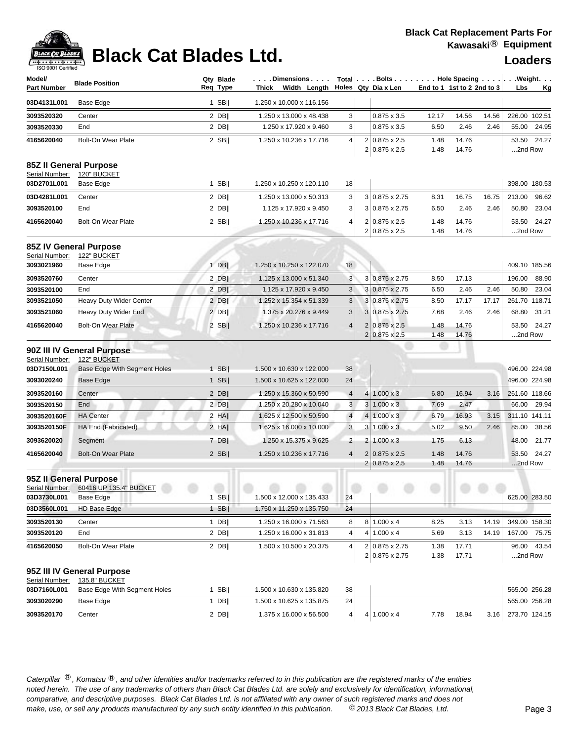# Black Cat Blades Ltd.

**Black Cat Replacement Parts For Kawasaki® Equipment**

**Loaders**

| Model/ Part Number | Blade Position | Qty Req | Blade Type | Dimensions Thick x Width x Length | Total Holes | Bolts Qty | Bolts Dia x Len | Hole Spacing End to 1 | 1st to 2 | 2nd to 3 | Weight Lbs | Weight Kg |
|---|---|---|---|---|---|---|---|---|---|---|---|---|
| 03D4131L001 | Base Edge | 1 | SB\|\| | 1.250 x 10.000 x 116.156 | | | | | | | | |
| 3093520320 | Center | 2 | DB\|\| | 1.250 x 13.000 x 48.438 | 3 | | 0.875 x 3.5 | 12.17 | 14.56 | 14.56 | 226.00 | 102.51 |
| 3093520330 | End | 2 | DB\|\| | 1.250 x 17.920 x 9.460 | 3 | | 0.875 x 3.5 | 6.50 | 2.46 | 2.46 | 55.00 | 24.95 |
| 4165620040 | Bolt-On Wear Plate | 2 | SB\|\| | 1.250 x 10.236 x 17.716 | 4 | 2 | 0.875 x 2.5 | 1.48 | 14.76 | | 53.50 | 24.27 |
| | | | | | | 2 | 0.875 x 2.5 | 1.48 | 14.76 | | ...2nd Row | |

## 85Z II General Purpose

Serial Number: 120" BUCKET

| Model/ Part Number | Blade Position | Qty Req | Blade Type | Dimensions Thick x Width x Length | Total Holes | Bolts Qty | Bolts Dia x Len | Hole Spacing End to 1 | 1st to 2 | 2nd to 3 | Weight Lbs | Weight Kg |
|---|---|---|---|---|---|---|---|---|---|---|---|---|
| 03D2701L001 | Base Edge | 1 | SB\|\| | 1.250 x 10.250 x 120.110 | 18 | | | | | | 398.00 | 180.53 |
| 03D4281L001 | Center | 2 | DB\|\| | 1.250 x 13.000 x 50.313 | 3 | 3 | 0.875 x 2.75 | 8.31 | 16.75 | 16.75 | 213.00 | 96.62 |
| 3093520100 | End | 2 | DB\|\| | 1.125 x 17.920 x 9.450 | 3 | 3 | 0.875 x 2.75 | 6.50 | 2.46 | 2.46 | 50.80 | 23.04 |
| 4165620040 | Bolt-On Wear Plate | 2 | SB\|\| | 1.250 x 10.236 x 17.716 | 4 | 2 | 0.875 x 2.5 | 1.48 | 14.76 | | 53.50 | 24.27 |
| | | | | | | 2 | 0.875 x 2.5 | 1.48 | 14.76 | | ...2nd Row | |

## 85Z IV General Purpose

Serial Number: 122" BUCKET

| Model/ Part Number | Blade Position | Qty Req | Blade Type | Dimensions Thick x Width x Length | Total Holes | Bolts Qty | Bolts Dia x Len | Hole Spacing End to 1 | 1st to 2 | 2nd to 3 | Weight Lbs | Weight Kg |
|---|---|---|---|---|---|---|---|---|---|---|---|---|
| 3093021960 | Base Edge | 1 | DB\|\| | 1.250 x 10.250 x 122.070 | 18 | | | | | | 409.10 | 185.56 |
| 3093520760 | Center | 2 | DB\|\| | 1.125 x 13.000 x 51.340 | 3 | 3 | 0.875 x 2.75 | 8.50 | 17.13 | | 196.00 | 88.90 |
| 3093520100 | End | 2 | DB\|\| | 1.125 x 17.920 x 9.450 | 3 | 3 | 0.875 x 2.75 | 6.50 | 2.46 | 2.46 | 50.80 | 23.04 |
| 3093521050 | Heavy Duty Wider Center | 2 | DB\|\| | 1.252 x 15.354 x 51.339 | 3 | 3 | 0.875 x 2.75 | 8.50 | 17.17 | 17.17 | 261.70 | 118.71 |
| 3093521060 | Heavy Duty Wider End | 2 | DB\|\| | 1.375 x 20.276 x 9.449 | 3 | 3 | 0.875 x 2.75 | 7.68 | 2.46 | 2.46 | 68.80 | 31.21 |
| 4165620040 | Bolt-On Wear Plate | 2 | SB\|\| | 1.250 x 10.236 x 17.716 | 4 | 2 | 0.875 x 2.5 | 1.48 | 14.76 | | 53.50 | 24.27 |
| | | | | | | 2 | 0.875 x 2.5 | 1.48 | 14.76 | | ...2nd Row | |

## 90Z III IV General Purpose

Serial Number: 122" BUCKET

| Model/ Part Number | Blade Position | Qty Req | Blade Type | Dimensions Thick x Width x Length | Total Holes | Bolts Qty | Bolts Dia x Len | Hole Spacing End to 1 | 1st to 2 | 2nd to 3 | Weight Lbs | Weight Kg |
|---|---|---|---|---|---|---|---|---|---|---|---|---|
| 03D7150L001 | Base Edge With Segment Holes | 1 | SB\|\| | 1.500 x 10.630 x 122.000 | 38 | | | | | | 496.00 | 224.98 |
| 3093020240 | Base Edge | 1 | SB\|\| | 1.500 x 10.625 x 122.000 | 24 | | | | | | 496.00 | 224.98 |
| 3093520160 | Center | 2 | DB\|\| | 1.250 x 15.360 x 50.590 | 4 | 4 | 1.000 x 3 | 6.80 | 16.94 | 3.16 | 261.60 | 118.66 |
| 3093520150 | End | 2 | DB\|\| | 1.250 x 20.280 x 10.040 | 3 | 3 | 1.000 x 3 | 7.69 | 2.47 | | 66.00 | 29.94 |
| 3093520160F | HA Center | 2 | HA\|\| | 1.625 x 12.500 x 50.590 | 4 | 4 | 1.000 x 3 | 6.79 | 16.93 | 3.15 | 311.10 | 141.11 |
| 3093520150F | HA End (Fabricated) | 2 | HA\|\| | 1.625 x 16.000 x 10.000 | 3 | 3 | 1.000 x 3 | 5.02 | 9.50 | 2.46 | 85.00 | 38.56 |
| 3093620020 | Segment | 7 | DB\|\| | 1.250 x 15.375 x 9.625 | 2 | 2 | 1.000 x 3 | 1.75 | 6.13 | | 48.00 | 21.77 |
| 4165620040 | Bolt-On Wear Plate | 2 | SB\|\| | 1.250 x 10.236 x 17.716 | 4 | 2 | 0.875 x 2.5 | 1.48 | 14.76 | | 53.50 | 24.27 |
| | | | | | | 2 | 0.875 x 2.5 | 1.48 | 14.76 | | ...2nd Row | |

## 95Z II General Purpose

Serial Number: 60416 UP 135.4" BUCKET

| Model/ Part Number | Blade Position | Qty Req | Blade Type | Dimensions Thick x Width x Length | Total Holes | Bolts Qty | Bolts Dia x Len | Hole Spacing End to 1 | 1st to 2 | 2nd to 3 | Weight Lbs | Weight Kg |
|---|---|---|---|---|---|---|---|---|---|---|---|---|
| 03D3730L001 | Base Edge | 1 | SB\|\| | 1.500 x 12.000 x 135.433 | 24 | | | | | | 625.00 | 283.50 |
| 03D3560L001 | HD Base Edge | 1 | SB\|\| | 1.750 x 11.250 x 135.750 | 24 | | | | | | | |
| 3093520130 | Center | 1 | DB\|\| | 1.250 x 16.000 x 71.563 | 8 | 8 | 1.000 x 4 | 8.25 | 3.13 | 14.19 | 349.00 | 158.30 |
| 3093520120 | End | 2 | DB\|\| | 1.250 x 16.000 x 31.813 | 4 | 4 | 1.000 x 4 | 5.69 | 3.13 | 14.19 | 167.00 | 75.75 |
| 4165620050 | Bolt-On Wear Plate | 2 | DB\|\| | 1.500 x 10.500 x 20.375 | 4 | 2 | 0.875 x 2.75 | 1.38 | 17.71 | | 96.00 | 43.54 |
| | | | | | | 2 | 0.875 x 2.75 | 1.38 | 17.71 | | ...2nd Row | |

## 95Z III IV General Purpose

Serial Number: 135.8" BUCKET

| Model/ Part Number | Blade Position | Qty Req | Blade Type | Dimensions Thick x Width x Length | Total Holes | Bolts Qty | Bolts Dia x Len | Hole Spacing End to 1 | 1st to 2 | 2nd to 3 | Weight Lbs | Weight Kg |
|---|---|---|---|---|---|---|---|---|---|---|---|---|
| 03D7160L001 | Base Edge With Segment Holes | 1 | SB\|\| | 1.500 x 10.630 x 135.820 | 38 | | | | | | 565.00 | 256.28 |
| 3093020290 | Base Edge | 1 | DB\|\| | 1.500 x 10.625 x 135.875 | 24 | | | | | | 565.00 | 256.28 |
| 3093520170 | Center | 2 | DB\|\| | 1.375 x 16.000 x 56.500 | 4 | 4 | 1.000 x 4 | 7.78 | 18.94 | 3.16 | 273.70 | 124.15 |

*Caterpillar ®, Komatsu ®, and other identities and/or trademarks referred to in this publication are the registered marks of the entities noted herein. The use of any trademarks of others than Black Cat Blades Ltd. are solely and exclusively for identification, informational, comparative, and descriptive purposes. Black Cat Blades Ltd. is not affiliated with any owner of such registered marks and does not make, use, or sell any products manufactured by any such entity identified in this publication. © 2013 Black Cat Blades, Ltd.*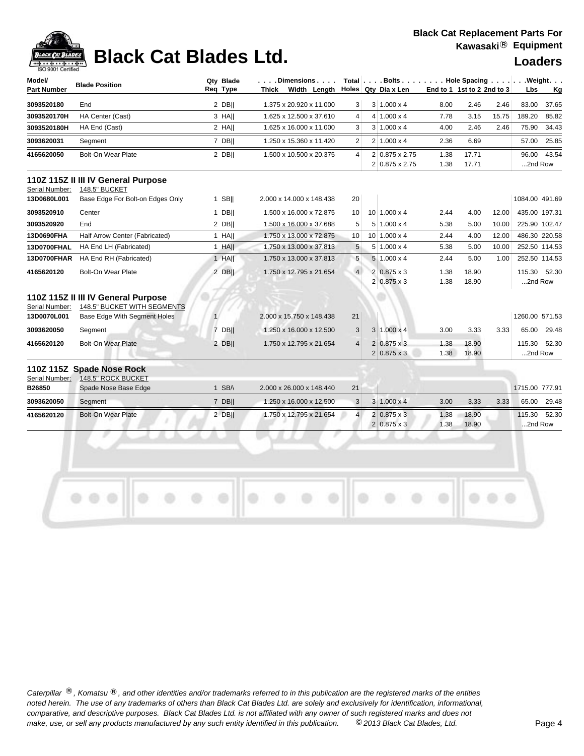| Model/ Part Number | Blade Position | Qty Req | Blade Type | Dimensions Thick Width Length | Total Holes | Bolts Qty | Dia x Len | Hole Spacing End to 1 | 1st to 2 | 2nd to 3 | Weight Lbs | Kg |
|---|---|---|---|---|---|---|---|---|---|---|---|---|
| 3093520180 | End | 2 | DB\|\| | 1.375 x 20.920 x 11.000 | 3 | 3 | 1.000 x 4 | 8.00 | 2.46 | 2.46 | 83.00 | 37.65 |
| 3093520170H | HA Center (Cast) | 3 | HA\|\| | 1.625 x 12.500 x 37.610 | 4 | 4 | 1.000 x 4 | 7.78 | 3.15 | 15.75 | 189.20 | 85.82 |
| 3093520180H | HA End (Cast) | 2 | HA\|\| | 1.625 x 16.000 x 11.000 | 3 | 3 | 1.000 x 4 | 4.00 | 2.46 | 2.46 | 75.90 | 34.43 |
| 3093620031 | Segment | 7 | DB\|\| | 1.250 x 15.360 x 11.420 | 2 | 2 | 1.000 x 4 | 2.36 | 6.69 | | 57.00 | 25.85 |
| 4165620050 | Bolt-On Wear Plate | 2 | DB\|\| | 1.500 x 10.500 x 20.375 | 4 | 2 | 0.875 x 2.75 | 1.38 | 17.71 | | 96.00 | 43.54 |
| | | | | | | 2 | 0.875 x 2.75 | 1.38 | 17.71 | | ...2nd Row | |

### 110Z 115Z II III IV General Purpose

Serial Number: 148.5" BUCKET

| Model/ Part Number | Blade Position | Qty Req | Blade Type | Dimensions Thick Width Length | Total Holes | Bolts Qty | Dia x Len | Hole Spacing End to 1 | 1st to 2 | 2nd to 3 | Weight Lbs | Kg |
|---|---|---|---|---|---|---|---|---|---|---|---|---|
| 13D0680L001 | Base Edge For Bolt-on Edges Only | 1 | SB\|\| | 2.000 x 14.000 x 148.438 | 20 | | | | | | 1084.00 | 491.69 |
| 3093520910 | Center | 1 | DB\|\| | 1.500 x 16.000 x 72.875 | 10 | 10 | 1.000 x 4 | 2.44 | 4.00 | 12.00 | 435.00 | 197.31 |
| 3093520920 | End | 2 | DB\|\| | 1.500 x 16.000 x 37.688 | 5 | 5 | 1.000 x 4 | 5.38 | 5.00 | 10.00 | 225.90 | 102.47 |
| 13D0690FHA | Half Arrow Center (Fabricated) | 1 | HA\|\| | 1.750 x 13.000 x 72.875 | 10 | 10 | 1.000 x 4 | 2.44 | 4.00 | 12.00 | 486.30 | 220.58 |
| 13D0700FHAL | HA End LH (Fabricated) | 1 | HA\|\| | 1.750 x 13.000 x 37.813 | 5 | 5 | 1.000 x 4 | 5.38 | 5.00 | 10.00 | 252.50 | 114.53 |
| 13D0700FHAR | HA End RH (Fabricated) | 1 | HA\|\| | 1.750 x 13.000 x 37.813 | 5 | 5 | 1.000 x 4 | 2.44 | 5.00 | 1.00 | 252.50 | 114.53 |
| 4165620120 | Bolt-On Wear Plate | 2 | DB\|\| | 1.750 x 12.795 x 21.654 | 4 | 2 | 0.875 x 3 | 1.38 | 18.90 | | 115.30 | 52.30 |
| | | | | | | 2 | 0.875 x 3 | 1.38 | 18.90 | | ...2nd Row | |

### 110Z 115Z II III IV General Purpose

Serial Number: 148.5" BUCKET WITH SEGMENTS

| Model/ Part Number | Blade Position | Qty Req | Blade Type | Dimensions Thick Width Length | Total Holes | Bolts Qty | Dia x Len | Hole Spacing End to 1 | 1st to 2 | 2nd to 3 | Weight Lbs | Kg |
|---|---|---|---|---|---|---|---|---|---|---|---|---|
| 13D0070L001 | Base Edge With Segment Holes | 1 | | 2.000 x 15.750 x 148.438 | 21 | | | | | | 1260.00 | 571.53 |
| 3093620050 | Segment | 7 | DB\|\| | 1.250 x 16.000 x 12.500 | 3 | 3 | 1.000 x 4 | 3.00 | 3.33 | 3.33 | 65.00 | 29.48 |
| 4165620120 | Bolt-On Wear Plate | 2 | DB\|\| | 1.750 x 12.795 x 21.654 | 4 | 2 | 0.875 x 3 | 1.38 | 18.90 | | 115.30 | 52.30 |
| | | | | | | 2 | 0.875 x 3 | 1.38 | 18.90 | | ...2nd Row | |

### 110Z 115Z Spade Nose Rock

Serial Number: 148.5" ROCK BUCKET

| Model/ Part Number | Blade Position | Qty Req | Blade Type | Dimensions Thick Width Length | Total Holes | Bolts Qty | Dia x Len | Hole Spacing End to 1 | 1st to 2 | 2nd to 3 | Weight Lbs | Kg |
|---|---|---|---|---|---|---|---|---|---|---|---|---|
| B26850 | Spade Nose Base Edge | 1 | SB/\ | 2.000 x 26.000 x 148.440 | 21 | | | | | | 1715.00 | 777.91 |
| 3093620050 | Segment | 7 | DB\|\| | 1.250 x 16.000 x 12.500 | 3 | 3 | 1.000 x 4 | 3.00 | 3.33 | 3.33 | 65.00 | 29.48 |
| 4165620120 | Bolt-On Wear Plate | 2 | DB\|\| | 1.750 x 12.795 x 21.654 | 4 | 2 | 0.875 x 3 | 1.38 | 18.90 | | 115.30 | 52.30 |
| | | | | | | 2 | 0.875 x 3 | 1.38 | 18.90 | | ...2nd Row | |

*Caterpillar ®, Komatsu ®, and other identities and/or trademarks referred to in this publication are the registered marks of the entities noted herein. The use of any trademarks of others than Black Cat Blades Ltd. are solely and exclusively for identification, informational, comparative, and descriptive purposes. Black Cat Blades Ltd. is not affiliated with any owner of such registered marks and does not make, use, or sell any products manufactured by any such entity identified in this publication. © 2013 Black Cat Blades, Ltd.*